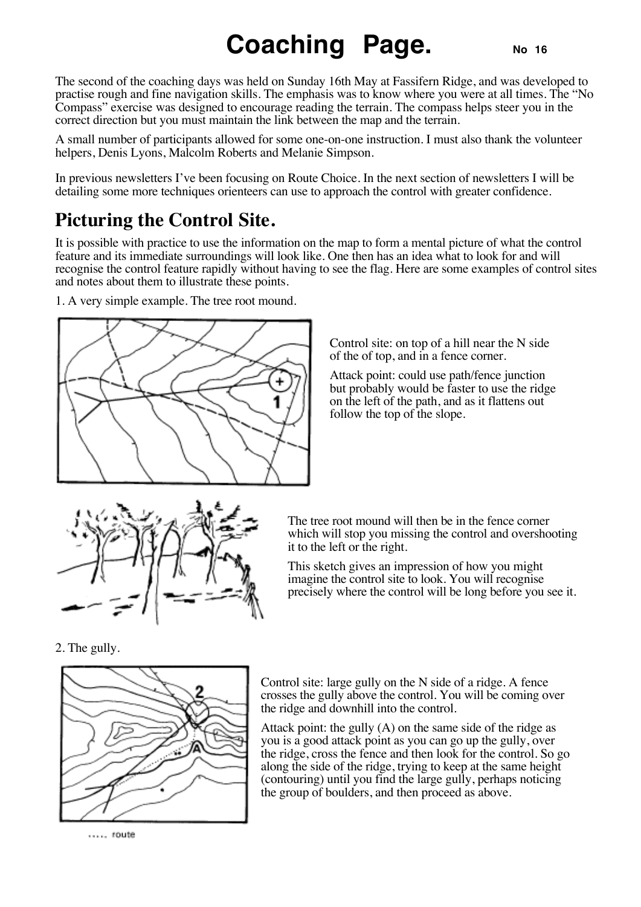# Coaching Page. No 16

The second of the coaching days was held on Sunday 16th May at Fassifern Ridge, and was developed to practise rough and fine navigation skills. The emphasis was to know where you were at all times. The "No Compass" exercise was designed to encourage reading the terrain. The compass helps steer you in the correct direction but you must maintain the link between the map and the terrain.

A small number of participants allowed for some one-on-one instruction. I must also thank the volunteer helpers, Denis Lyons, Malcolm Roberts and Melanie Simpson.

In previous newsletters I've been focusing on Route Choice. In the next section of newsletters I will be detailing some more techniques orienteers can use to approach the control with greater confidence.

## Picturing the Control Site.

It is possible with practice to use the information on the map to form a mental picture of what the control feature and its immediate surroundings will look like. One then has an idea what to look for and will recognise the control feature rapidly without having to see the flag. Here are some examples of control sites and notes about them to illustrate these points.

1. A very simple example. The tree root mound.

Control site: on top of a hill near the N side of the of top, and in a fence corner.

Attack point: could use path/fence junction but probably would be faster to use the ridge on the left of the path, and as it flattens out follow the top of the slope.

The tree root mound will then be in the fence corner which will stop you missing the control and overshooting it to the left or the right.

This sketch gives an impression of how you might imagine the control site to look. You will recognise precisely where the control will be long before you see it.

2. The gully.

Control site: large gully on the N side of a ridge. A fence crosses the gully above the control. You will be coming over the ridge and downhill into the control.

Attack point: the gully (A) on the same side of the ridge as you is a good attack point as you can go up the gully, over the ridge, cross the fence and then look for the control. So go along the side of the ridge, trying to keep at the same height (contouring) until you find the large gully, perhaps noticing the group of boulders, and then proceed as above.

..... route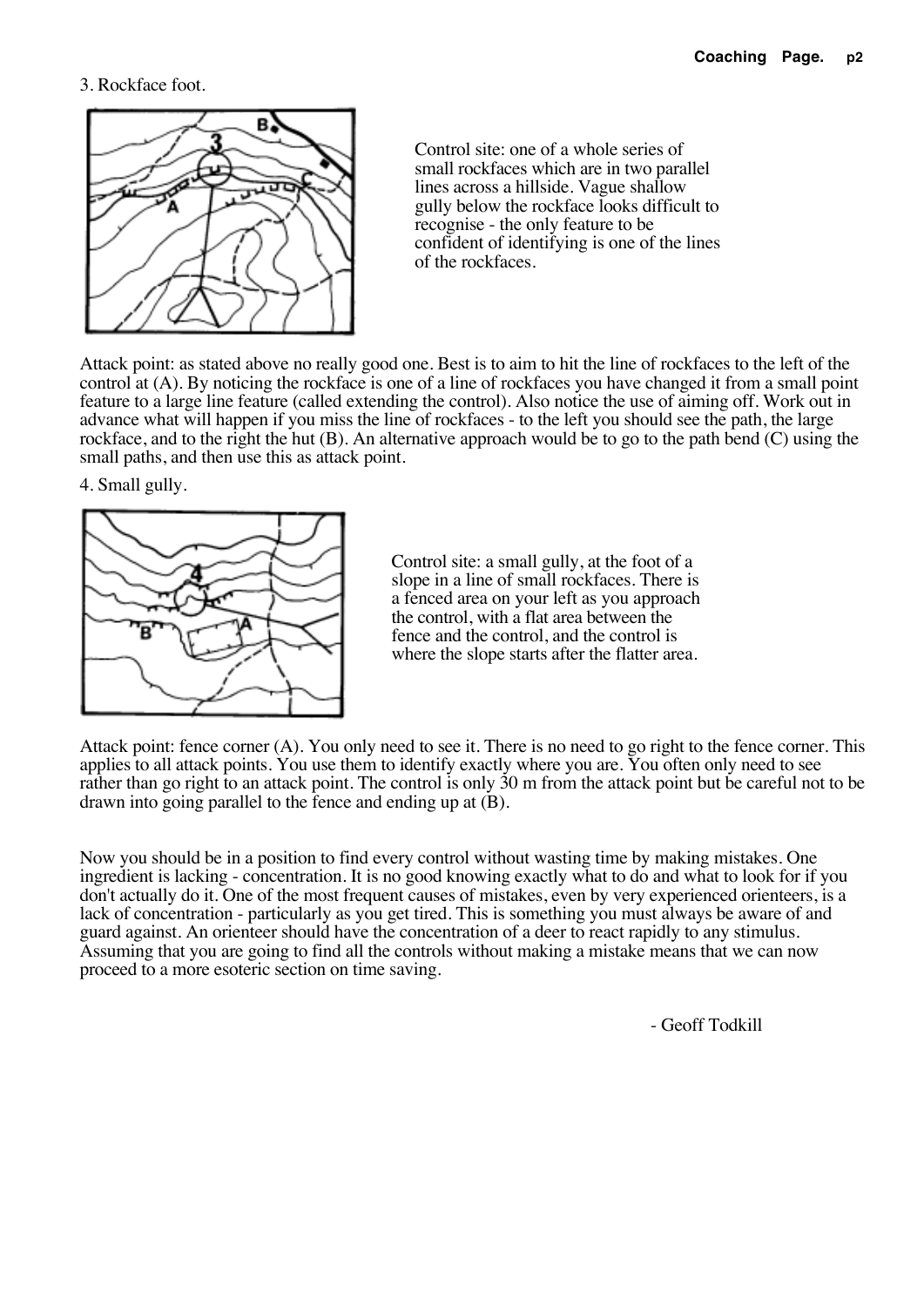3. Rockface foot.

Control site: one of a whole series of small rockfaces which are in two parallel lines across a hillside. Vague shallow gully below the rockface looks difficult to recognise - the only feature to be confident of identifying is one of the lines of the rockfaces.

Attack point: as stated above no really good one. Best is to aim to hit the line of rockfaces to the left of the control at (A). By noticing the rockface is one of a line of rockfaces you have changed it from a small point feature to a large line feature (called extending the control). Also notice the use of aiming off. Work out in advance what will happen if you miss the line of rockfaces - to the left you should see the path, the large rockface, and to the right the hut (B). An alternative approach would be to go to the path bend (C) using the small paths, and then use this as attack point.

4. Small gully.

Control site: a small gully, at the foot of a slope in a line of small rockfaces. There is a fenced area on your left as you approach the control, with a flat area between the fence and the control, and the control is where the slope starts after the flatter area.

Attack point: fence corner (A). You only need to see it. There is no need to go right to the fence corner. This applies to all attack points. You use them to identify exactly where you are. You often only need to see rather than go right to an attack point. The control is only 30 m from the attack point but be careful not to be drawn into going parallel to the fence and ending up at (B).

Now you should be in a position to find every control without wasting time by making mistakes. One ingredient is lacking - concentration. It is no good knowing exactly what to do and what to look for if you don't actually do it. One of the most frequent causes of mistakes, even by very experienced orienteers, is a lack of concentration - particularly as you get tired. This is something you must always be aware of and guard against. An orienteer should have the concentration of a deer to react rapidly to any stimulus. Assuming that you are going to find all the controls without making a mistake means that we can now proceed to a more esoteric section on time saving.

- Geoff Todkill